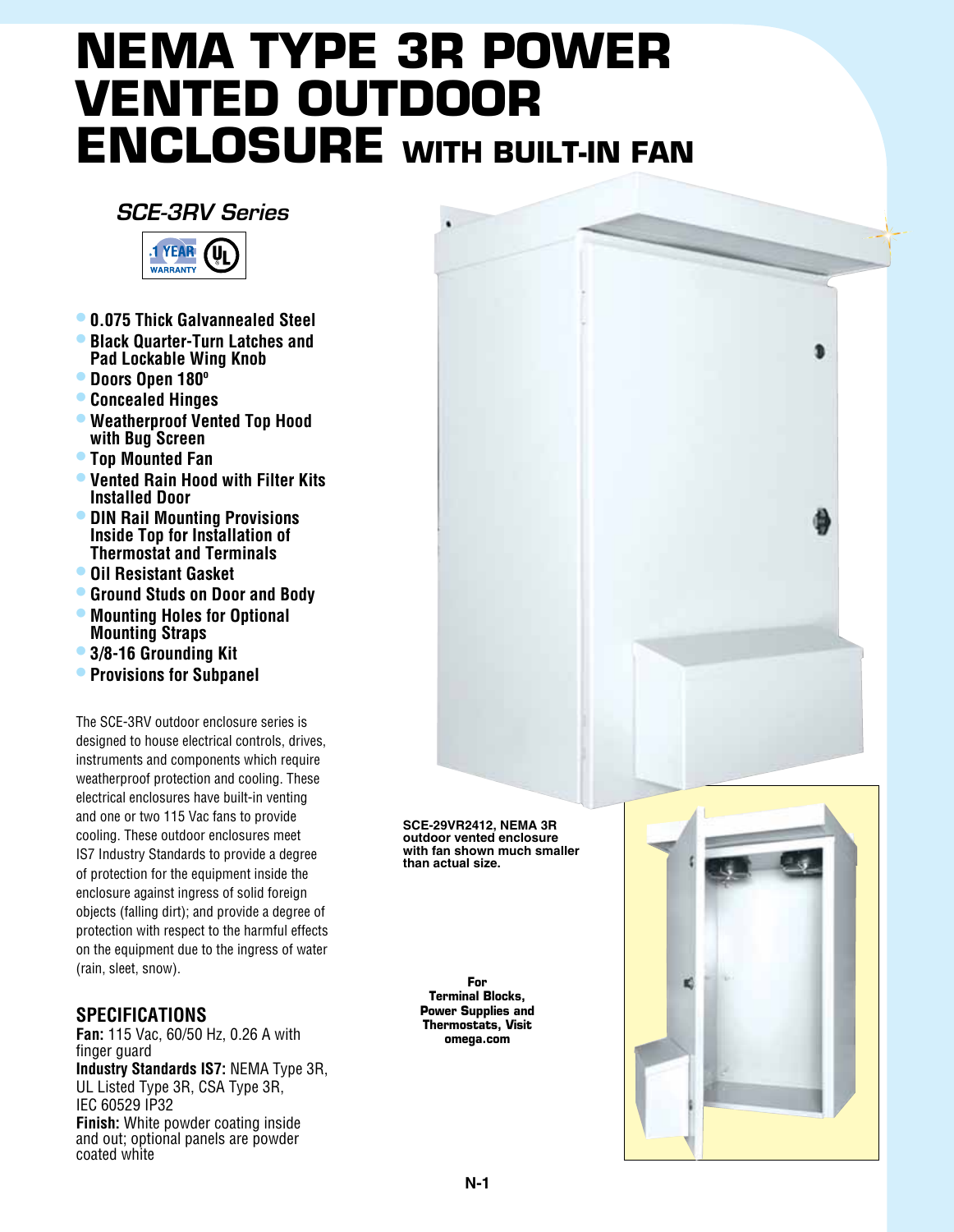# NEMA TYPE 3R POWER VENTED OUTDOOR ENCLOSURE WITH BUILT-IN FAN

## *SCE-3RV Series*

1 YEAR WARRANTY

- **0.075 Thick Galvannealed Steel**
- **Black Quarter-Turn Latches and Pad Lockable Wing Knob**
- **Doors Open 180º**
- **Concealed Hinges**
- **Weatherproof Vented Top Hood with Bug Screen**
- **Top Mounted Fan**
- **Vented Rain Hood with Filter Kits Installed Door**
- **DIN Rail Mounting Provisions Inside Top for Installation of Thermostat and Terminals**
- **Oil Resistant Gasket**
- **Ground Studs on Door and Body**
- **Mounting Holes for Optional Mounting Straps**
- **3/8-16 Grounding Kit**
- **Provisions for Subpanel**

The SCE-3RV outdoor enclosure series is designed to house electrical controls, drives, instruments and components which require weatherproof protection and cooling. These electrical enclosures have built-in venting and one or two 115 Vac fans to provide cooling. These outdoor enclosures meet IS7 Industry Standards to provide a degree of protection for the equipment inside the enclosure against ingress of solid foreign objects (falling dirt); and provide a degree of protection with respect to the harmful effects on the equipment due to the ingress of water (rain, sleet, snow).

## SPECIFICATIONS

**Fan:** 115 Vac, 60/50 Hz, 0.26 A with finger guard

**Industry Standards IS7:** NEMA Type 3R, UL Listed Type 3R, CSA Type 3R, IEC 60529 IP32

**Finish:** White powder coating inside and out; optional panels are powder coated white

**SCE-29VR2412, NEMA 3R outdoor vented enclosure with fan shown much smaller than actual size.**

**For Terminal Blocks, Power Supplies and Thermostats, Visit omega.com**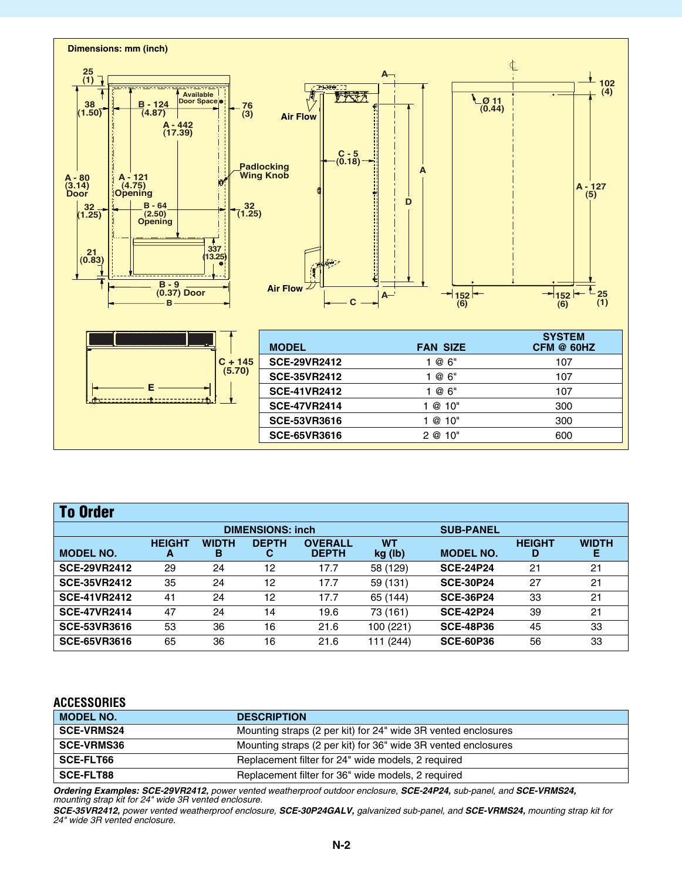Dimensions: mm (inch)

25 (1)
38 (1.50)
B - 124 (4.87)
Available Door Space
76 (3)
A - 442 (17.39)
A - 80 (3.14) Door
A - 121 (4.75) Opening
Padlocking Wing Knob
32 (1.25)
B - 64 (2.50) Opening
32 (1.25)
337 (13.25)
21 (0.83)
B - 9 (0.37) Door
B

A
Air Flow
C - 5 (0.18)
A
D
Air Flow
A
C

Ø 11 (0.44)
102 (4)
A - 127 (5)
152 (6)
152 (6)
25 (1)

E
C + 145 (5.70)

| MODEL | FAN SIZE | SYSTEM CFM @ 60HZ |
|---|---|---|
| SCE-29VR2412 | 1 @ 6" | 107 |
| SCE-35VR2412 | 1 @ 6" | 107 |
| SCE-41VR2412 | 1 @ 6" | 107 |
| SCE-47VR2414 | 1 @ 10" | 300 |
| SCE-53VR3616 | 1 @ 10" | 300 |
| SCE-65VR3616 | 2 @ 10" | 600 |

## To Order

| | DIMENSIONS: inch | | | | | SUB-PANEL | | |
|---|---|---|---|---|---|---|---|---|
| MODEL NO. | HEIGHT A | WIDTH B | DEPTH C | OVERALL DEPTH | WT kg (lb) | MODEL NO. | HEIGHT D | WIDTH E |
| SCE-29VR2412 | 29 | 24 | 12 | 17.7 | 58 (129) | SCE-24P24 | 21 | 21 |
| SCE-35VR2412 | 35 | 24 | 12 | 17.7 | 59 (131) | SCE-30P24 | 27 | 21 |
| SCE-41VR2412 | 41 | 24 | 12 | 17.7 | 65 (144) | SCE-36P24 | 33 | 21 |
| SCE-47VR2414 | 47 | 24 | 14 | 19.6 | 73 (161) | SCE-42P24 | 39 | 21 |
| SCE-53VR3616 | 53 | 36 | 16 | 21.6 | 100 (221) | SCE-48P36 | 45 | 33 |
| SCE-65VR3616 | 65 | 36 | 16 | 21.6 | 111 (244) | SCE-60P36 | 56 | 33 |

## ACCESSORIES

| MODEL NO. | DESCRIPTION |
|---|---|
| SCE-VRMS24 | Mounting straps (2 per kit) for 24" wide 3R vented enclosures |
| SCE-VRMS36 | Mounting straps (2 per kit) for 36" wide 3R vented enclosures |
| SCE-FLT66 | Replacement filter for 24" wide models, 2 required |
| SCE-FLT88 | Replacement filter for 36" wide models, 2 required |

***Ordering Examples: SCE-29VR2412,*** *power vented weatherproof outdoor enclosure,* ***SCE-24P24,*** *sub-panel, and* ***SCE-VRMS24,*** *mounting strap kit for 24" wide 3R vented enclosure.*

***SCE-35VR2412,*** *power vented weatherproof enclosure,* ***SCE-30P24GALV,*** *galvanized sub-panel, and* ***SCE-VRMS24,*** *mounting strap kit for 24" wide 3R vented enclosure.*